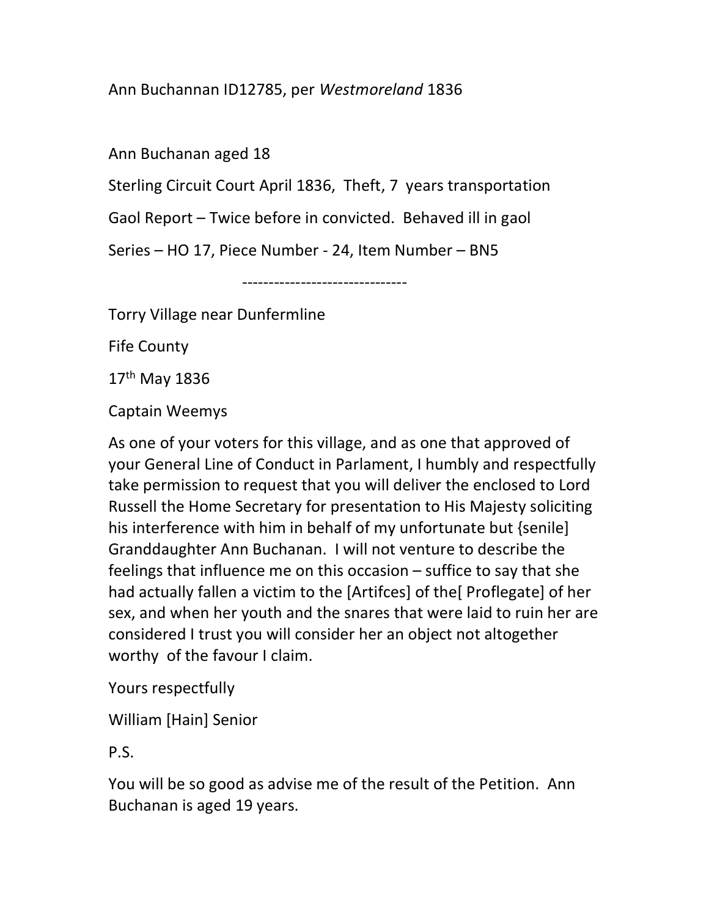Ann Buchannan ID12785, per *Westmoreland* 1836

Ann Buchanan aged 18

Sterling Circuit Court April 1836, Theft, 7 years transportation

Gaol Report – Twice before in convicted. Behaved ill in gaol

Series – HO 17, Piece Number - 24, Item Number – BN5

-------------------------------

Torry Village near Dunfermline

Fife County

17th May 1836

Captain Weemys

As one of your voters for this village, and as one that approved of your General Line of Conduct in Parlament, I humbly and respectfully take permission to request that you will deliver the enclosed to Lord Russell the Home Secretary for presentation to His Majesty soliciting his interference with him in behalf of my unfortunate but {senile] Granddaughter Ann Buchanan. I will not venture to describe the feelings that influence me on this occasion – suffice to say that she had actually fallen a victim to the [Artifces] of the[ Proflegate] of her sex, and when her youth and the snares that were laid to ruin her are considered I trust you will consider her an object not altogether worthy of the favour I claim.

Yours respectfully

William [Hain] Senior

P.S.

You will be so good as advise me of the result of the Petition. Ann Buchanan is aged 19 years.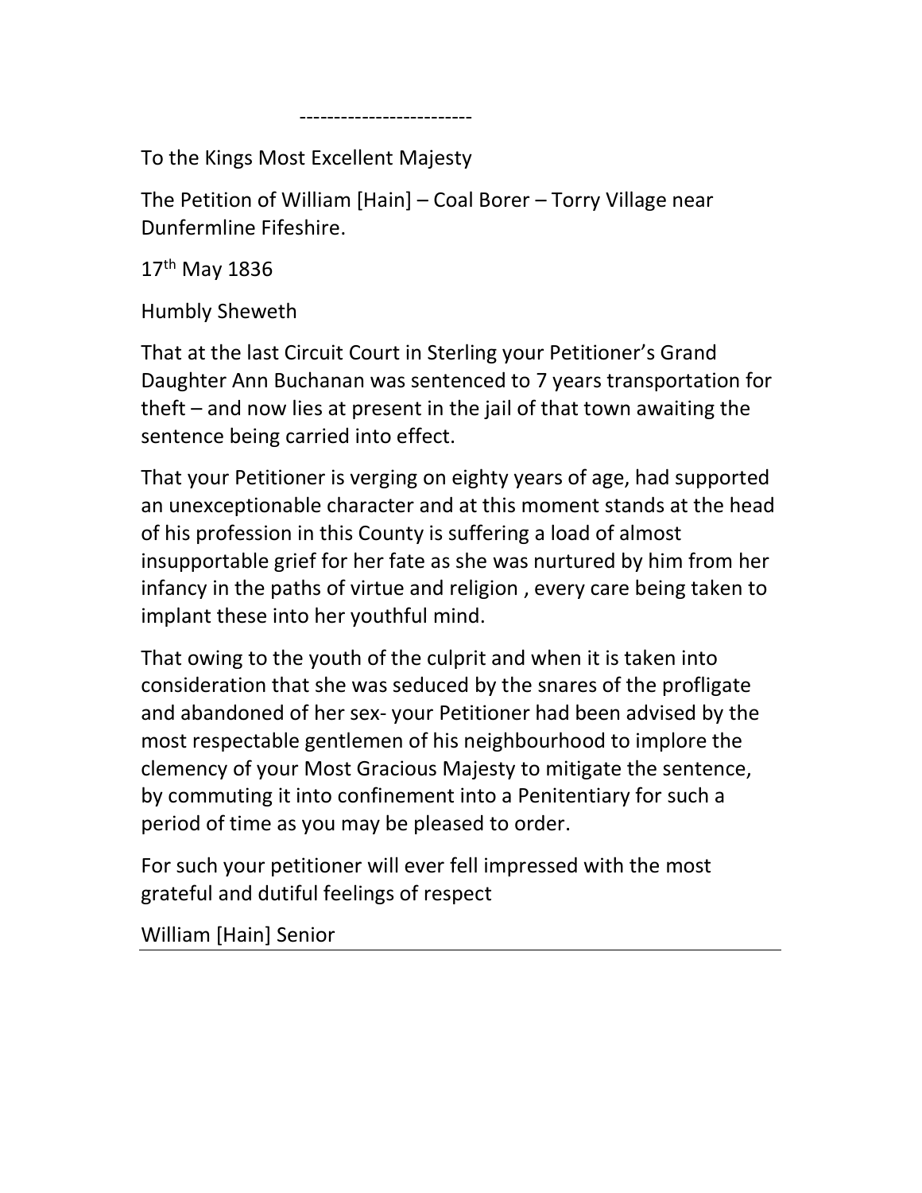-------------------------

To the Kings Most Excellent Majesty

The Petition of William [Hain] – Coal Borer – Torry Village near Dunfermline Fifeshire.

17th May 1836

Humbly Sheweth

That at the last Circuit Court in Sterling your Petitioner's Grand Daughter Ann Buchanan was sentenced to 7 years transportation for theft – and now lies at present in the jail of that town awaiting the sentence being carried into effect.

That your Petitioner is verging on eighty years of age, had supported an unexceptionable character and at this moment stands at the head of his profession in this County is suffering a load of almost insupportable grief for her fate as she was nurtured by him from her infancy in the paths of virtue and religion , every care being taken to implant these into her youthful mind.

That owing to the youth of the culprit and when it is taken into consideration that she was seduced by the snares of the profligate and abandoned of her sex- your Petitioner had been advised by the most respectable gentlemen of his neighbourhood to implore the clemency of your Most Gracious Majesty to mitigate the sentence, by commuting it into confinement into a Penitentiary for such a period of time as you may be pleased to order.

For such your petitioner will ever fell impressed with the most grateful and dutiful feelings of respect

William [Hain] Senior

---